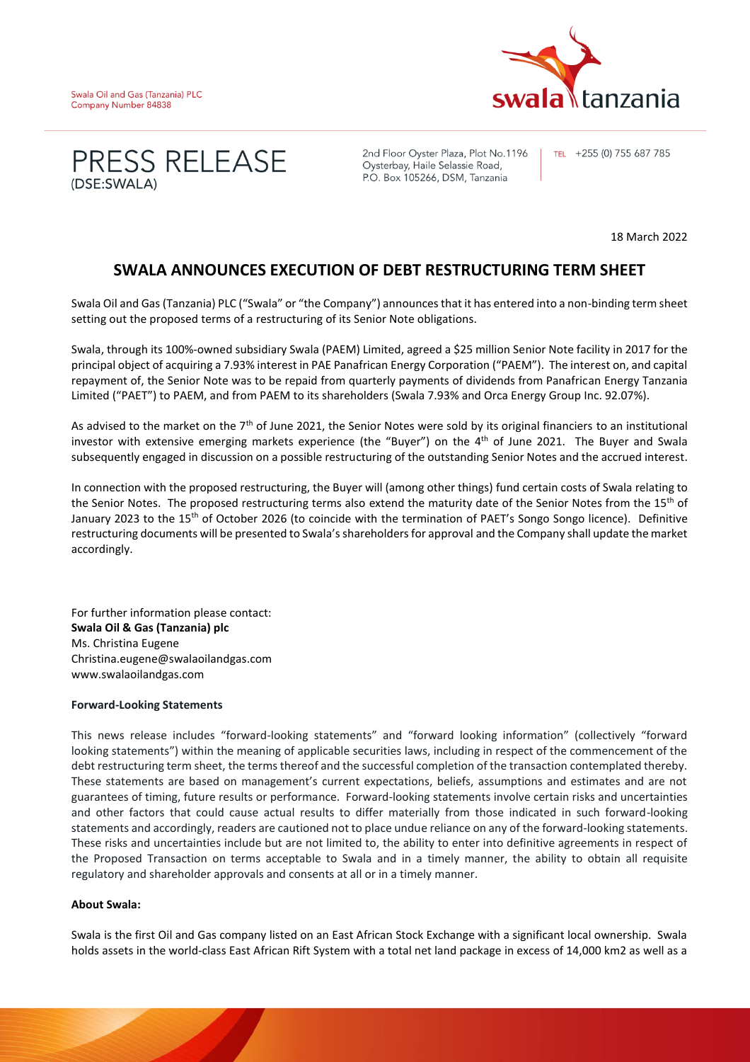Swala Oil and Gas (Tanzania) PLC
Company Number 84838

# PRESS RELEASE
(DSE:SWALA)

2nd Floor Oyster Plaza, Plot No.1196
Oysterbay, Haile Selassie Road,
P.O. Box 105266, DSM, Tanzania

TEL +255 (0) 755 687 785

18 March 2022

## SWALA ANNOUNCES EXECUTION OF DEBT RESTRUCTURING TERM SHEET

Swala Oil and Gas (Tanzania) PLC ("Swala" or "the Company") announces that it has entered into a non-binding term sheet setting out the proposed terms of a restructuring of its Senior Note obligations.

Swala, through its 100%-owned subsidiary Swala (PAEM) Limited, agreed a $25 million Senior Note facility in 2017 for the principal object of acquiring a 7.93% interest in PAE Panafrican Energy Corporation ("PAEM"). The interest on, and capital repayment of, the Senior Note was to be repaid from quarterly payments of dividends from Panafrican Energy Tanzania Limited ("PAET") to PAEM, and from PAEM to its shareholders (Swala 7.93% and Orca Energy Group Inc. 92.07%).

As advised to the market on the 7th of June 2021, the Senior Notes were sold by its original financiers to an institutional investor with extensive emerging markets experience (the "Buyer") on the 4th of June 2021. The Buyer and Swala subsequently engaged in discussion on a possible restructuring of the outstanding Senior Notes and the accrued interest.

In connection with the proposed restructuring, the Buyer will (among other things) fund certain costs of Swala relating to the Senior Notes. The proposed restructuring terms also extend the maturity date of the Senior Notes from the 15th of January 2023 to the 15th of October 2026 (to coincide with the termination of PAET's Songo Songo licence). Definitive restructuring documents will be presented to Swala's shareholders for approval and the Company shall update the market accordingly.

For further information please contact:
**Swala Oil & Gas (Tanzania) plc**
Ms. Christina Eugene
Christina.eugene@swalaoilandgas.com
www.swalaoilandgas.com

**Forward-Looking Statements**

This news release includes "forward-looking statements" and "forward looking information" (collectively "forward looking statements") within the meaning of applicable securities laws, including in respect of the commencement of the debt restructuring term sheet, the terms thereof and the successful completion of the transaction contemplated thereby. These statements are based on management's current expectations, beliefs, assumptions and estimates and are not guarantees of timing, future results or performance. Forward-looking statements involve certain risks and uncertainties and other factors that could cause actual results to differ materially from those indicated in such forward-looking statements and accordingly, readers are cautioned not to place undue reliance on any of the forward-looking statements. These risks and uncertainties include but are not limited to, the ability to enter into definitive agreements in respect of the Proposed Transaction on terms acceptable to Swala and in a timely manner, the ability to obtain all requisite regulatory and shareholder approvals and consents at all or in a timely manner.

**About Swala:**

Swala is the first Oil and Gas company listed on an East African Stock Exchange with a significant local ownership. Swala holds assets in the world-class East African Rift System with a total net land package in excess of 14,000 km2 as well as a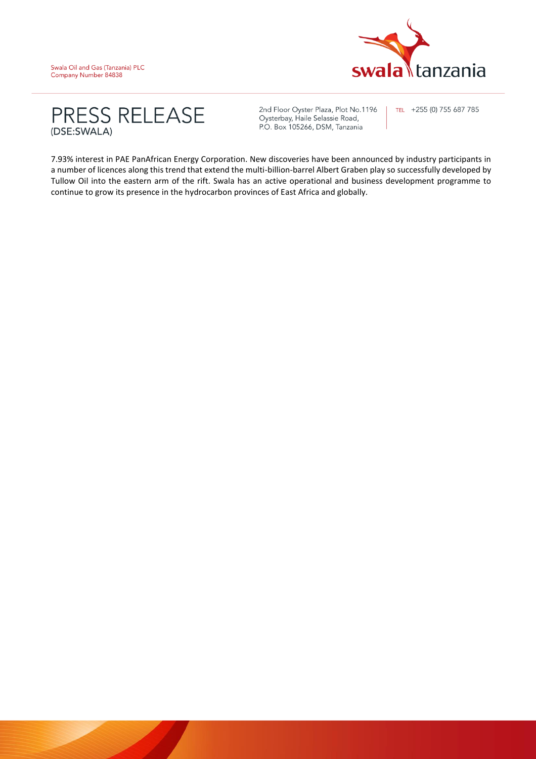7.93% interest in PAE PanAfrican Energy Corporation. New discoveries have been announced by industry participants in a number of licences along this trend that extend the multi-billion-barrel Albert Graben play so successfully developed by Tullow Oil into the eastern arm of the rift. Swala has an active operational and business development programme to continue to grow its presence in the hydrocarbon provinces of East Africa and globally.